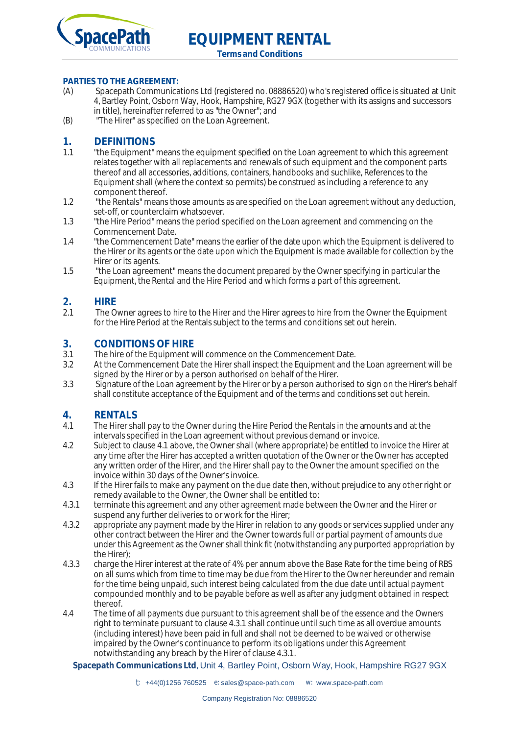# EQUIPMENT RENTAL

**Terms and Conditions**

**PARTIES TO THE AGREEMENT:**

(A) Spacepath Communications Ltd (registered no. 08886520) who's registered office is situated at Unit 4, Bartley Point, Osborn Way, Hook, Hampshire, RG27 9GX (together with its assigns and successors in title), hereinafter referred to as "the Owner"; and

(B) "The Hirer" as specified on the Loan Agreement.

## 1. DEFINITIONS

1.1 "the Equipment" means the equipment specified on the Loan agreement to which this agreement relates together with all replacements and renewals of such equipment and the component parts thereof and all accessories, additions, containers, handbooks and suchlike, References to the Equipment shall (where the context so permits) be construed as including a reference to any component thereof.

1.2 "the Rentals" means those amounts as are specified on the Loan agreement without any deduction, set-off, or counterclaim whatsoever.

1.3 "the Hire Period" means the period specified on the Loan agreement and commencing on the Commencement Date.

1.4 "the Commencement Date" means the earlier of the date upon which the Equipment is delivered to the Hirer or its agents or the date upon which the Equipment is made available for collection by the Hirer or its agents.

1.5 "the Loan agreement" means the document prepared by the Owner specifying in particular the Equipment, the Rental and the Hire Period and which forms a part of this agreement.

## 2. HIRE

2.1 The Owner agrees to hire to the Hirer and the Hirer agrees to hire from the Owner the Equipment for the Hire Period at the Rentals subject to the terms and conditions set out herein.

## 3. CONDITIONS OF HIRE

3.1 The hire of the Equipment will commence on the Commencement Date.

3.2 At the Commencement Date the Hirer shall inspect the Equipment and the Loan agreement will be signed by the Hirer or by a person authorised on behalf of the Hirer.

3.3 Signature of the Loan agreement by the Hirer or by a person authorised to sign on the Hirer's behalf shall constitute acceptance of the Equipment and of the terms and conditions set out herein.

## 4. RENTALS

4.1 The Hirer shall pay to the Owner during the Hire Period the Rentals in the amounts and at the intervals specified in the Loan agreement without previous demand or invoice.

4.2 Subject to clause 4.1 above, the Owner shall (where appropriate) be entitled to invoice the Hirer at any time after the Hirer has accepted a written quotation of the Owner or the Owner has accepted any written order of the Hirer, and the Hirer shall pay to the Owner the amount specified on the invoice within 30 days of the Owner's invoice.

4.3 If the Hirer fails to make any payment on the due date then, without prejudice to any other right or remedy available to the Owner, the Owner shall be entitled to:

4.3.1 terminate this agreement and any other agreement made between the Owner and the Hirer or suspend any further deliveries to or work for the Hirer;

4.3.2 appropriate any payment made by the Hirer in relation to any goods or services supplied under any other contract between the Hirer and the Owner towards full or partial payment of amounts due under this Agreement as the Owner shall think fit (notwithstanding any purported appropriation by the Hirer);

4.3.3 charge the Hirer interest at the rate of 4% per annum above the Base Rate for the time being of RBS on all sums which from time to time may be due from the Hirer to the Owner hereunder and remain for the time being unpaid, such interest being calculated from the due date until actual payment compounded monthly and to be payable before as well as after any judgment obtained in respect thereof.

4.4 The time of all payments due pursuant to this agreement shall be of the essence and the Owners right to terminate pursuant to clause 4.3.1 shall continue until such time as all overdue amounts (including interest) have been paid in full and shall not be deemed to be waived or otherwise impaired by the Owner's continuance to perform its obligations under this Agreement notwithstanding any breach by the Hirer of clause 4.3.1.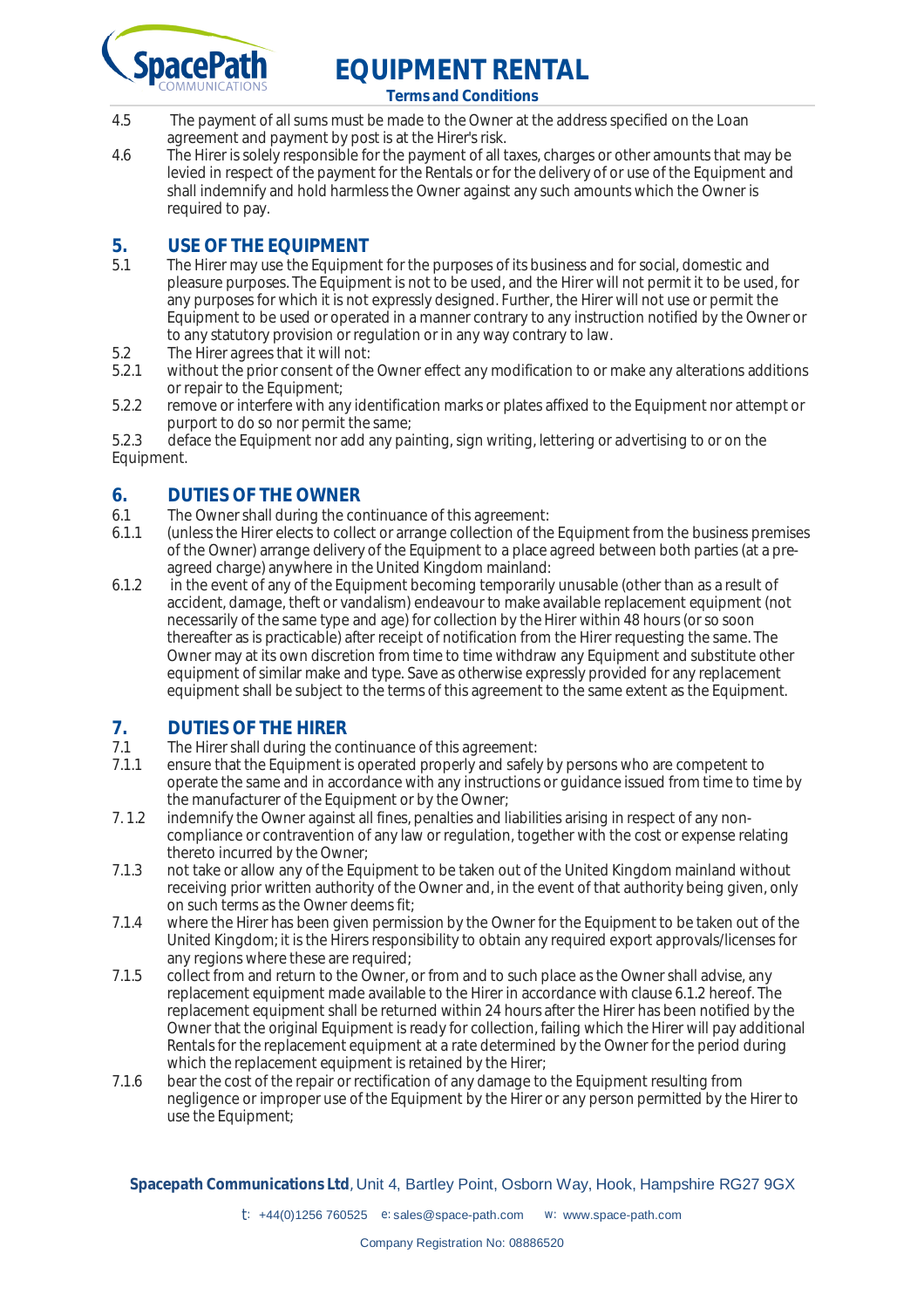4.5 The payment of all sums must be made to the Owner at the address specified on the Loan agreement and payment by post is at the Hirer's risk.

4.6 The Hirer is solely responsible for the payment of all taxes, charges or other amounts that may be levied in respect of the payment for the Rentals or for the delivery of or use of the Equipment and shall indemnify and hold harmless the Owner against any such amounts which the Owner is required to pay.

## 5. USE OF THE EQUIPMENT

5.1 The Hirer may use the Equipment for the purposes of its business and for social, domestic and pleasure purposes. The Equipment is not to be used, and the Hirer will not permit it to be used, for any purposes for which it is not expressly designed. Further, the Hirer will not use or permit the Equipment to be used or operated in a manner contrary to any instruction notified by the Owner or to any statutory provision or regulation or in any way contrary to law.

5.2 The Hirer agrees that it will not:

5.2.1 without the prior consent of the Owner effect any modification to or make any alterations additions or repair to the Equipment;

5.2.2 remove or interfere with any identification marks or plates affixed to the Equipment nor attempt or purport to do so nor permit the same;

5.2.3 deface the Equipment nor add any painting, sign writing, lettering or advertising to or on the Equipment.

## 6. DUTIES OF THE OWNER

6.1 The Owner shall during the continuance of this agreement:

6.1.1 (unless the Hirer elects to collect or arrange collection of the Equipment from the business premises of the Owner) arrange delivery of the Equipment to a place agreed between both parties (at a pre-agreed charge) anywhere in the United Kingdom mainland:

6.1.2 in the event of any of the Equipment becoming temporarily unusable (other than as a result of accident, damage, theft or vandalism) endeavour to make available replacement equipment (not necessarily of the same type and age) for collection by the Hirer within 48 hours (or so soon thereafter as is practicable) after receipt of notification from the Hirer requesting the same. The Owner may at its own discretion from time to time withdraw any Equipment and substitute other equipment of similar make and type. Save as otherwise expressly provided for any replacement equipment shall be subject to the terms of this agreement to the same extent as the Equipment.

## 7. DUTIES OF THE HIRER

7.1 The Hirer shall during the continuance of this agreement:

7.1.1 ensure that the Equipment is operated properly and safely by persons who are competent to operate the same and in accordance with any instructions or guidance issued from time to time by the manufacturer of the Equipment or by the Owner;

7.1.2 indemnify the Owner against all fines, penalties and liabilities arising in respect of any non-compliance or contravention of any law or regulation, together with the cost or expense relating thereto incurred by the Owner;

7.1.3 not take or allow any of the Equipment to be taken out of the United Kingdom mainland without receiving prior written authority of the Owner and, in the event of that authority being given, only on such terms as the Owner deems fit;

7.1.4 where the Hirer has been given permission by the Owner for the Equipment to be taken out of the United Kingdom; it is the Hirers responsibility to obtain any required export approvals/licenses for any regions where these are required;

7.1.5 collect from and return to the Owner, or from and to such place as the Owner shall advise, any replacement equipment made available to the Hirer in accordance with clause 6.1.2 hereof. The replacement equipment shall be returned within 24 hours after the Hirer has been notified by the Owner that the original Equipment is ready for collection, failing which the Hirer will pay additional Rentals for the replacement equipment at a rate determined by the Owner for the period during which the replacement equipment is retained by the Hirer;

7.1.6 bear the cost of the repair or rectification of any damage to the Equipment resulting from negligence or improper use of the Equipment by the Hirer or any person permitted by the Hirer to use the Equipment;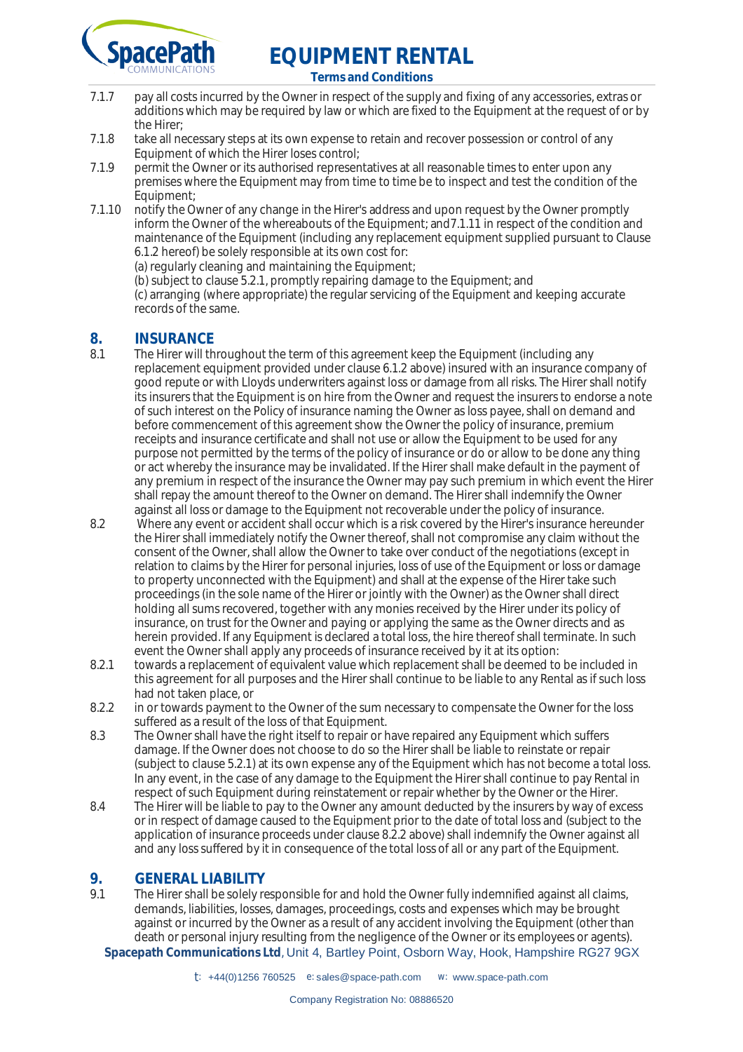7.1.7 pay all costs incurred by the Owner in respect of the supply and fixing of any accessories, extras or additions which may be required by law or which are fixed to the Equipment at the request of or by the Hirer;

7.1.8 take all necessary steps at its own expense to retain and recover possession or control of any Equipment of which the Hirer loses control;

7.1.9 permit the Owner or its authorised representatives at all reasonable times to enter upon any premises where the Equipment may from time to time be to inspect and test the condition of the Equipment;

7.1.10 notify the Owner of any change in the Hirer's address and upon request by the Owner promptly inform the Owner of the whereabouts of the Equipment; and7.1.11 in respect of the condition and maintenance of the Equipment (including any replacement equipment supplied pursuant to Clause 6.1.2 hereof) be solely responsible at its own cost for:
(a) regularly cleaning and maintaining the Equipment;
(b) subject to clause 5.2.1, promptly repairing damage to the Equipment; and
(c) arranging (where appropriate) the regular servicing of the Equipment and keeping accurate records of the same.

## 8. INSURANCE

8.1 The Hirer will throughout the term of this agreement keep the Equipment (including any replacement equipment provided under clause 6.1.2 above) insured with an insurance company of good repute or with Lloyds underwriters against loss or damage from all risks. The Hirer shall notify its insurers that the Equipment is on hire from the Owner and request the insurers to endorse a note of such interest on the Policy of insurance naming the Owner as loss payee, shall on demand and before commencement of this agreement show the Owner the policy of insurance, premium receipts and insurance certificate and shall not use or allow the Equipment to be used for any purpose not permitted by the terms of the policy of insurance or do or allow to be done any thing or act whereby the insurance may be invalidated. If the Hirer shall make default in the payment of any premium in respect of the insurance the Owner may pay such premium in which event the Hirer shall repay the amount thereof to the Owner on demand. The Hirer shall indemnify the Owner against all loss or damage to the Equipment not recoverable under the policy of insurance.

8.2 Where any event or accident shall occur which is a risk covered by the Hirer's insurance hereunder the Hirer shall immediately notify the Owner thereof, shall not compromise any claim without the consent of the Owner, shall allow the Owner to take over conduct of the negotiations (except in relation to claims by the Hirer for personal injuries, loss of use of the Equipment or loss or damage to property unconnected with the Equipment) and shall at the expense of the Hirer take such proceedings (in the sole name of the Hirer or jointly with the Owner) as the Owner shall direct holding all sums recovered, together with any monies received by the Hirer under its policy of insurance, on trust for the Owner and paying or applying the same as the Owner directs and as herein provided. If any Equipment is declared a total loss, the hire thereof shall terminate. In such event the Owner shall apply any proceeds of insurance received by it at its option:

8.2.1 towards a replacement of equivalent value which replacement shall be deemed to be included in this agreement for all purposes and the Hirer shall continue to be liable to any Rental as if such loss had not taken place, or

8.2.2 in or towards payment to the Owner of the sum necessary to compensate the Owner for the loss suffered as a result of the loss of that Equipment.

8.3 The Owner shall have the right itself to repair or have repaired any Equipment which suffers damage. If the Owner does not choose to do so the Hirer shall be liable to reinstate or repair (subject to clause 5.2.1) at its own expense any of the Equipment which has not become a total loss. In any event, in the case of any damage to the Equipment the Hirer shall continue to pay Rental in respect of such Equipment during reinstatement or repair whether by the Owner or the Hirer.

8.4 The Hirer will be liable to pay to the Owner any amount deducted by the insurers by way of excess or in respect of damage caused to the Equipment prior to the date of total loss and (subject to the application of insurance proceeds under clause 8.2.2 above) shall indemnify the Owner against all and any loss suffered by it in consequence of the total loss of all or any part of the Equipment.

## 9. GENERAL LIABILITY

9.1 The Hirer shall be solely responsible for and hold the Owner fully indemnified against all claims, demands, liabilities, losses, damages, proceedings, costs and expenses which may be brought against or incurred by the Owner as a result of any accident involving the Equipment (other than death or personal injury resulting from the negligence of the Owner or its employees or agents).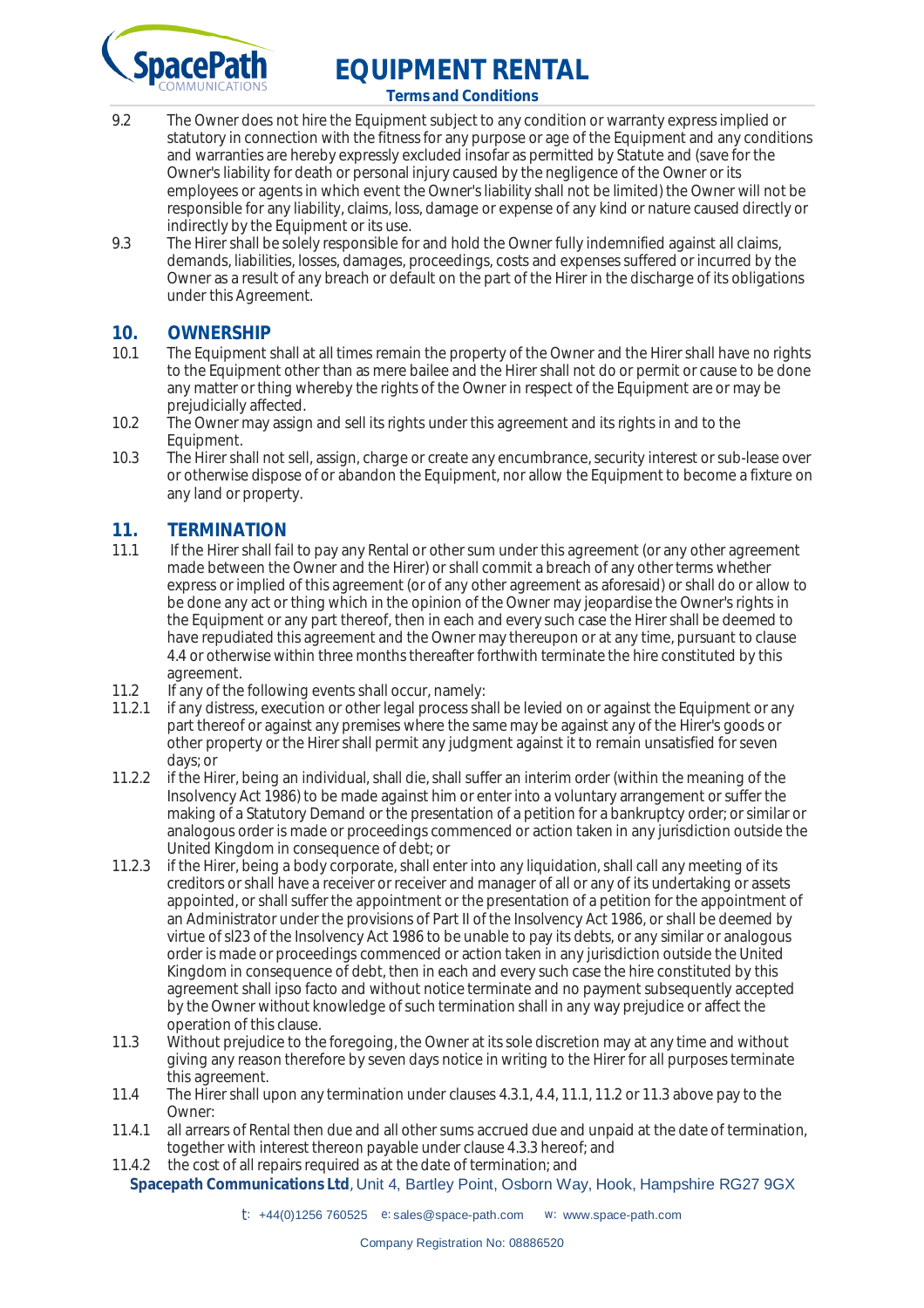9.2 The Owner does not hire the Equipment subject to any condition or warranty express implied or statutory in connection with the fitness for any purpose or age of the Equipment and any conditions and warranties are hereby expressly excluded insofar as permitted by Statute and (save for the Owner's liability for death or personal injury caused by the negligence of the Owner or its employees or agents in which event the Owner's liability shall not be limited) the Owner will not be responsible for any liability, claims, loss, damage or expense of any kind or nature caused directly or indirectly by the Equipment or its use.

9.3 The Hirer shall be solely responsible for and hold the Owner fully indemnified against all claims, demands, liabilities, losses, damages, proceedings, costs and expenses suffered or incurred by the Owner as a result of any breach or default on the part of the Hirer in the discharge of its obligations under this Agreement.

## 10. OWNERSHIP

10.1 The Equipment shall at all times remain the property of the Owner and the Hirer shall have no rights to the Equipment other than as mere bailee and the Hirer shall not do or permit or cause to be done any matter or thing whereby the rights of the Owner in respect of the Equipment are or may be prejudicially affected.

10.2 The Owner may assign and sell its rights under this agreement and its rights in and to the Equipment.

10.3 The Hirer shall not sell, assign, charge or create any encumbrance, security interest or sub-lease over or otherwise dispose of or abandon the Equipment, nor allow the Equipment to become a fixture on any land or property.

## 11. TERMINATION

11.1 If the Hirer shall fail to pay any Rental or other sum under this agreement (or any other agreement made between the Owner and the Hirer) or shall commit a breach of any other terms whether express or implied of this agreement (or of any other agreement as aforesaid) or shall do or allow to be done any act or thing which in the opinion of the Owner may jeopardise the Owner's rights in the Equipment or any part thereof, then in each and every such case the Hirer shall be deemed to have repudiated this agreement and the Owner may thereupon or at any time, pursuant to clause 4.4 or otherwise within three months thereafter forthwith terminate the hire constituted by this agreement.

11.2 If any of the following events shall occur, namely:

11.2.1 if any distress, execution or other legal process shall be levied on or against the Equipment or any part thereof or against any premises where the same may be against any of the Hirer's goods or other property or the Hirer shall permit any judgment against it to remain unsatisfied for seven days; or

11.2.2 if the Hirer, being an individual, shall die, shall suffer an interim order (within the meaning of the Insolvency Act 1986) to be made against him or enter into a voluntary arrangement or suffer the making of a Statutory Demand or the presentation of a petition for a bankruptcy order; or similar or analogous order is made or proceedings commenced or action taken in any jurisdiction outside the United Kingdom in consequence of debt; or

11.2.3 if the Hirer, being a body corporate, shall enter into any liquidation, shall call any meeting of its creditors or shall have a receiver or receiver and manager of all or any of its undertaking or assets appointed, or shall suffer the appointment or the presentation of a petition for the appointment of an Administrator under the provisions of Part II of the Insolvency Act 1986, or shall be deemed by virtue of sl23 of the Insolvency Act 1986 to be unable to pay its debts, or any similar or analogous order is made or proceedings commenced or action taken in any jurisdiction outside the United Kingdom in consequence of debt, then in each and every such case the hire constituted by this agreement shall ipso facto and without notice terminate and no payment subsequently accepted by the Owner without knowledge of such termination shall in any way prejudice or affect the operation of this clause.

11.3 Without prejudice to the foregoing, the Owner at its sole discretion may at any time and without giving any reason therefore by seven days notice in writing to the Hirer for all purposes terminate this agreement.

11.4 The Hirer shall upon any termination under clauses 4.3.1, 4.4, 11.1, 11.2 or 11.3 above pay to the Owner:

11.4.1 all arrears of Rental then due and all other sums accrued due and unpaid at the date of termination, together with interest thereon payable under clause 4.3.3 hereof; and

11.4.2 the cost of all repairs required as at the date of termination; and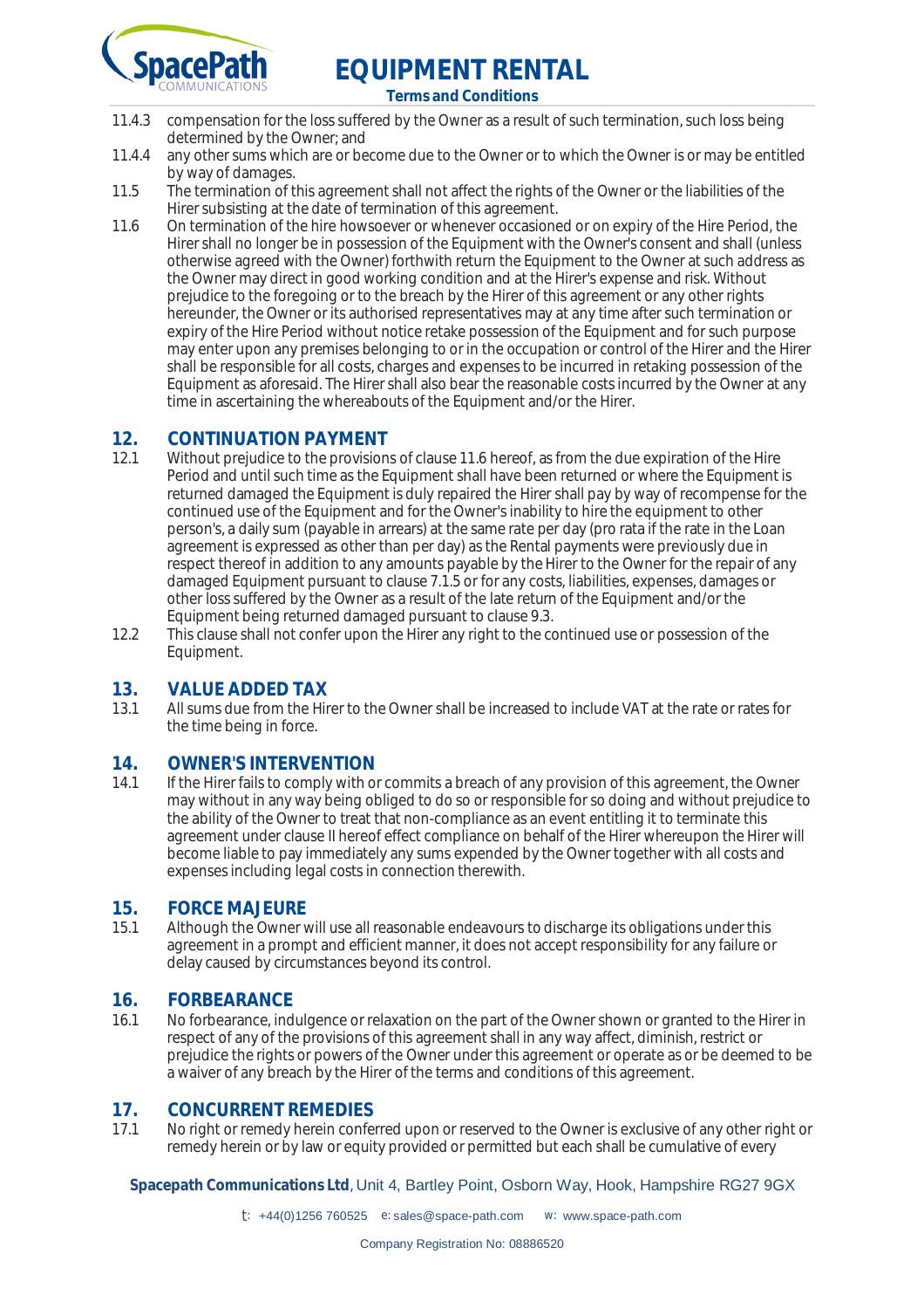11.4.3 compensation for the loss suffered by the Owner as a result of such termination, such loss being determined by the Owner; and

11.4.4 any other sums which are or become due to the Owner or to which the Owner is or may be entitled by way of damages.

11.5 The termination of this agreement shall not affect the rights of the Owner or the liabilities of the Hirer subsisting at the date of termination of this agreement.

11.6 On termination of the hire howsoever or whenever occasioned or on expiry of the Hire Period, the Hirer shall no longer be in possession of the Equipment with the Owner's consent and shall (unless otherwise agreed with the Owner) forthwith return the Equipment to the Owner at such address as the Owner may direct in good working condition and at the Hirer's expense and risk. Without prejudice to the foregoing or to the breach by the Hirer of this agreement or any other rights hereunder, the Owner or its authorised representatives may at any time after such termination or expiry of the Hire Period without notice retake possession of the Equipment and for such purpose may enter upon any premises belonging to or in the occupation or control of the Hirer and the Hirer shall be responsible for all costs, charges and expenses to be incurred in retaking possession of the Equipment as aforesaid. The Hirer shall also bear the reasonable costs incurred by the Owner at any time in ascertaining the whereabouts of the Equipment and/or the Hirer.

## 12. CONTINUATION PAYMENT

12.1 Without prejudice to the provisions of clause 11.6 hereof, as from the due expiration of the Hire Period and until such time as the Equipment shall have been returned or where the Equipment is returned damaged the Equipment is duly repaired the Hirer shall pay by way of recompense for the continued use of the Equipment and for the Owner's inability to hire the equipment to other person's, a daily sum (payable in arrears) at the same rate per day (pro rata if the rate in the Loan agreement is expressed as other than per day) as the Rental payments were previously due in respect thereof in addition to any amounts payable by the Hirer to the Owner for the repair of any damaged Equipment pursuant to clause 7.1.5 or for any costs, liabilities, expenses, damages or other loss suffered by the Owner as a result of the late return of the Equipment and/or the Equipment being returned damaged pursuant to clause 9.3.

12.2 This clause shall not confer upon the Hirer any right to the continued use or possession of the Equipment.

## 13. VALUE ADDED TAX

13.1 All sums due from the Hirer to the Owner shall be increased to include VAT at the rate or rates for the time being in force.

## 14. OWNER'S INTERVENTION

14.1 If the Hirer fails to comply with or commits a breach of any provision of this agreement, the Owner may without in any way being obliged to do so or responsible for so doing and without prejudice to the ability of the Owner to treat that non-compliance as an event entitling it to terminate this agreement under clause II hereof effect compliance on behalf of the Hirer whereupon the Hirer will become liable to pay immediately any sums expended by the Owner together with all costs and expenses including legal costs in connection therewith.

## 15. FORCE MAJEURE

15.1 Although the Owner will use all reasonable endeavours to discharge its obligations under this agreement in a prompt and efficient manner, it does not accept responsibility for any failure or delay caused by circumstances beyond its control.

## 16. FORBEARANCE

16.1 No forbearance, indulgence or relaxation on the part of the Owner shown or granted to the Hirer in respect of any of the provisions of this agreement shall in any way affect, diminish, restrict or prejudice the rights or powers of the Owner under this agreement or operate as or be deemed to be a waiver of any breach by the Hirer of the terms and conditions of this agreement.

## 17. CONCURRENT REMEDIES

17.1 No right or remedy herein conferred upon or reserved to the Owner is exclusive of any other right or remedy herein or by law or equity provided or permitted but each shall be cumulative of every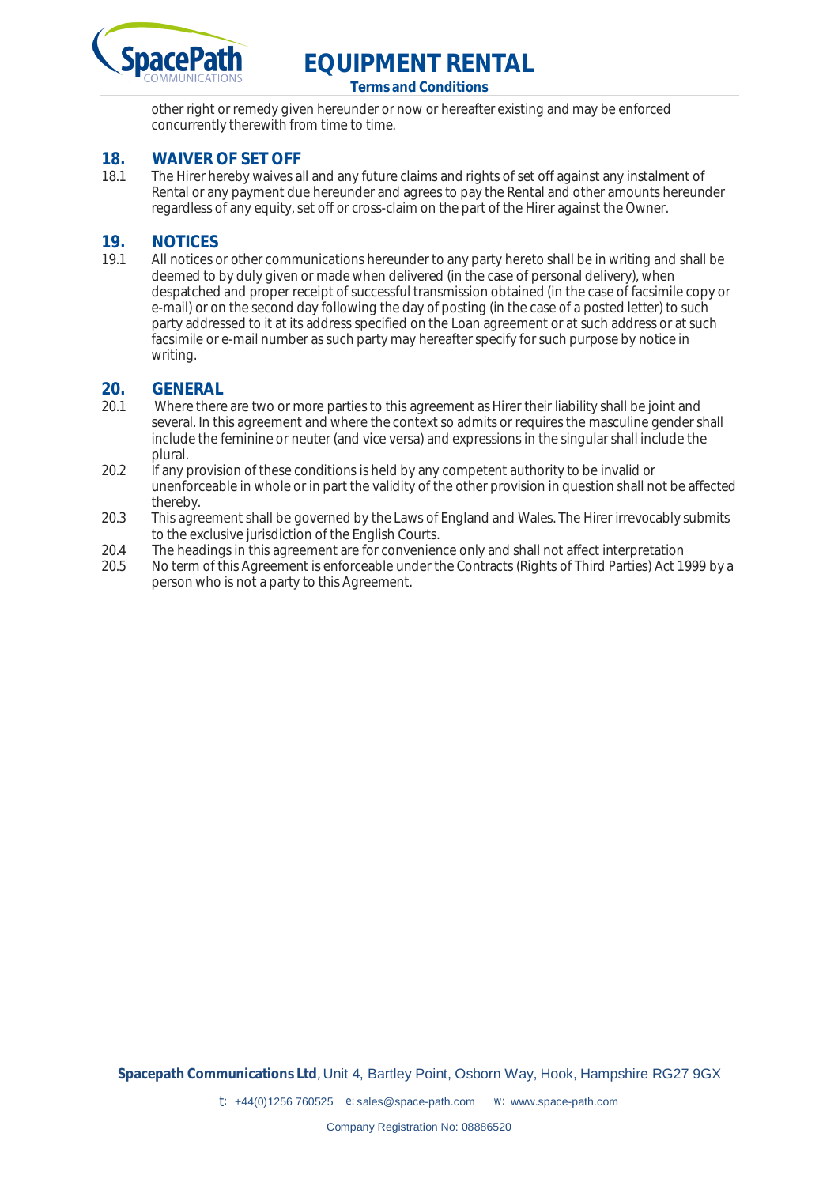other right or remedy given hereunder or now or hereafter existing and may be enforced concurrently therewith from time to time.

## 18. WAIVER OF SET OFF

18.1 The Hirer hereby waives all and any future claims and rights of set off against any instalment of Rental or any payment due hereunder and agrees to pay the Rental and other amounts hereunder regardless of any equity, set off or cross-claim on the part of the Hirer against the Owner.

## 19. NOTICES

19.1 All notices or other communications hereunder to any party hereto shall be in writing and shall be deemed to by duly given or made when delivered (in the case of personal delivery), when despatched and proper receipt of successful transmission obtained (in the case of facsimile copy or e-mail) or on the second day following the day of posting (in the case of a posted letter) to such party addressed to it at its address specified on the Loan agreement or at such address or at such facsimile or e-mail number as such party may hereafter specify for such purpose by notice in writing.

## 20. GENERAL

20.1 Where there are two or more parties to this agreement as Hirer their liability shall be joint and several. In this agreement and where the context so admits or requires the masculine gender shall include the feminine or neuter (and vice versa) and expressions in the singular shall include the plural.

20.2 If any provision of these conditions is held by any competent authority to be invalid or unenforceable in whole or in part the validity of the other provision in question shall not be affected thereby.

20.3 This agreement shall be governed by the Laws of England and Wales. The Hirer irrevocably submits to the exclusive jurisdiction of the English Courts.

20.4 The headings in this agreement are for convenience only and shall not affect interpretation

20.5 No term of this Agreement is enforceable under the Contracts (Rights of Third Parties) Act 1999 by a person who is not a party to this Agreement.